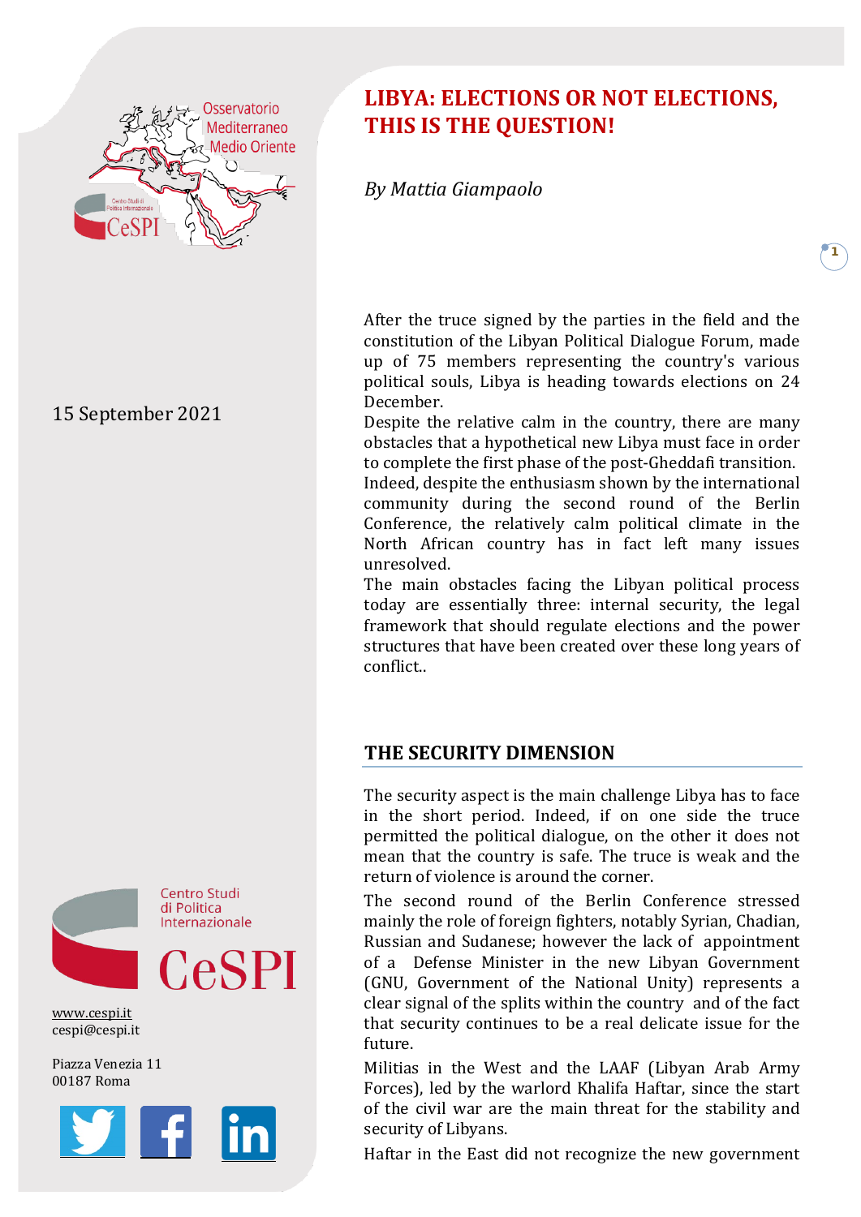# LIBYA: ELECTIONS OR NOT ELECTIONS, THIS IS THE QUESTION!

*By Mattia Giampaolo*

15 September 2021

After the truce signed by the parties in the field and the constitution of the Libyan Political Dialogue Forum, made up of 75 members representing the country's various political souls, Libya is heading towards elections on 24 December.

Despite the relative calm in the country, there are many obstacles that a hypothetical new Libya must face in order to complete the first phase of the post-Gheddafi transition.

Indeed, despite the enthusiasm shown by the international community during the second round of the Berlin Conference, the relatively calm political climate in the North African country has in fact left many issues unresolved.

The main obstacles facing the Libyan political process today are essentially three: internal security, the legal framework that should regulate elections and the power structures that have been created over these long years of conflict..

## THE SECURITY DIMENSION

The security aspect is the main challenge Libya has to face in the short period. Indeed, if on one side the truce permitted the political dialogue, on the other it does not mean that the country is safe. The truce is weak and the return of violence is around the corner.

The second round of the Berlin Conference stressed mainly the role of foreign fighters, notably Syrian, Chadian, Russian and Sudanese; however the lack of appointment of a Defense Minister in the new Libyan Government (GNU, Government of the National Unity) represents a clear signal of the splits within the country and of the fact that security continues to be a real delicate issue for the future.

Militias in the West and the LAAF (Libyan Arab Army Forces), led by the warlord Khalifa Haftar, since the start of the civil war are the main threat for the stability and security of Libyans.

Haftar in the East did not recognize the new government

Centro Studi di Politica Internazionale

CeSPI

www.cespi.it
cespi@cespi.it

Piazza Venezia 11
00187 Roma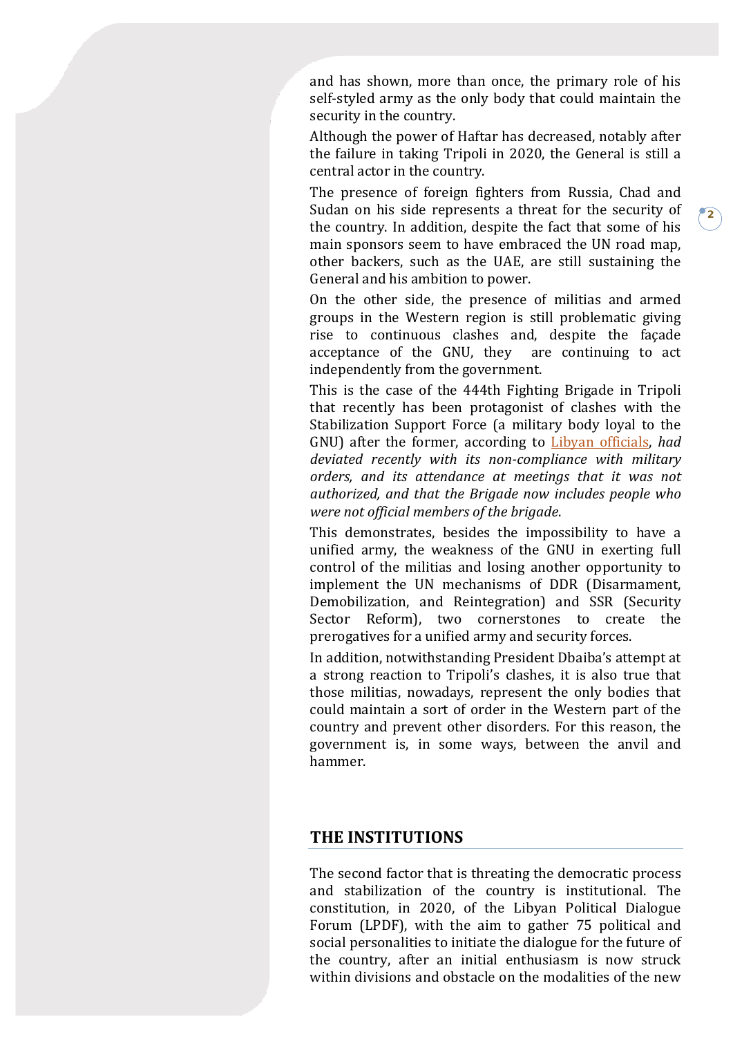and has shown, more than once, the primary role of his self-styled army as the only body that could maintain the security in the country.

Although the power of Haftar has decreased, notably after the failure in taking Tripoli in 2020, the General is still a central actor in the country.

The presence of foreign fighters from Russia, Chad and Sudan on his side represents a threat for the security of the country. In addition, despite the fact that some of his main sponsors seem to have embraced the UN road map, other backers, such as the UAE, are still sustaining the General and his ambition to power.

On the other side, the presence of militias and armed groups in the Western region is still problematic giving rise to continuous clashes and, despite the façade acceptance of the GNU, they are continuing to act independently from the government.

This is the case of the 444th Fighting Brigade in Tripoli that recently has been protagonist of clashes with the Stabilization Support Force (a military body loyal to the GNU) after the former, according to Libyan officials, *had deviated recently with its non-compliance with military orders, and its attendance at meetings that it was not authorized, and that the Brigade now includes people who were not official members of the brigade.*

This demonstrates, besides the impossibility to have a unified army, the weakness of the GNU in exerting full control of the militias and losing another opportunity to implement the UN mechanisms of DDR (Disarmament, Demobilization, and Reintegration) and SSR (Security Sector Reform), two cornerstones to create the prerogatives for a unified army and security forces.

In addition, notwithstanding President Dbaiba's attempt at a strong reaction to Tripoli's clashes, it is also true that those militias, nowadays, represent the only bodies that could maintain a sort of order in the Western part of the country and prevent other disorders. For this reason, the government is, in some ways, between the anvil and hammer.

## THE INSTITUTIONS

The second factor that is threating the democratic process and stabilization of the country is institutional. The constitution, in 2020, of the Libyan Political Dialogue Forum (LPDF), with the aim to gather 75 political and social personalities to initiate the dialogue for the future of the country, after an initial enthusiasm is now struck within divisions and obstacle on the modalities of the new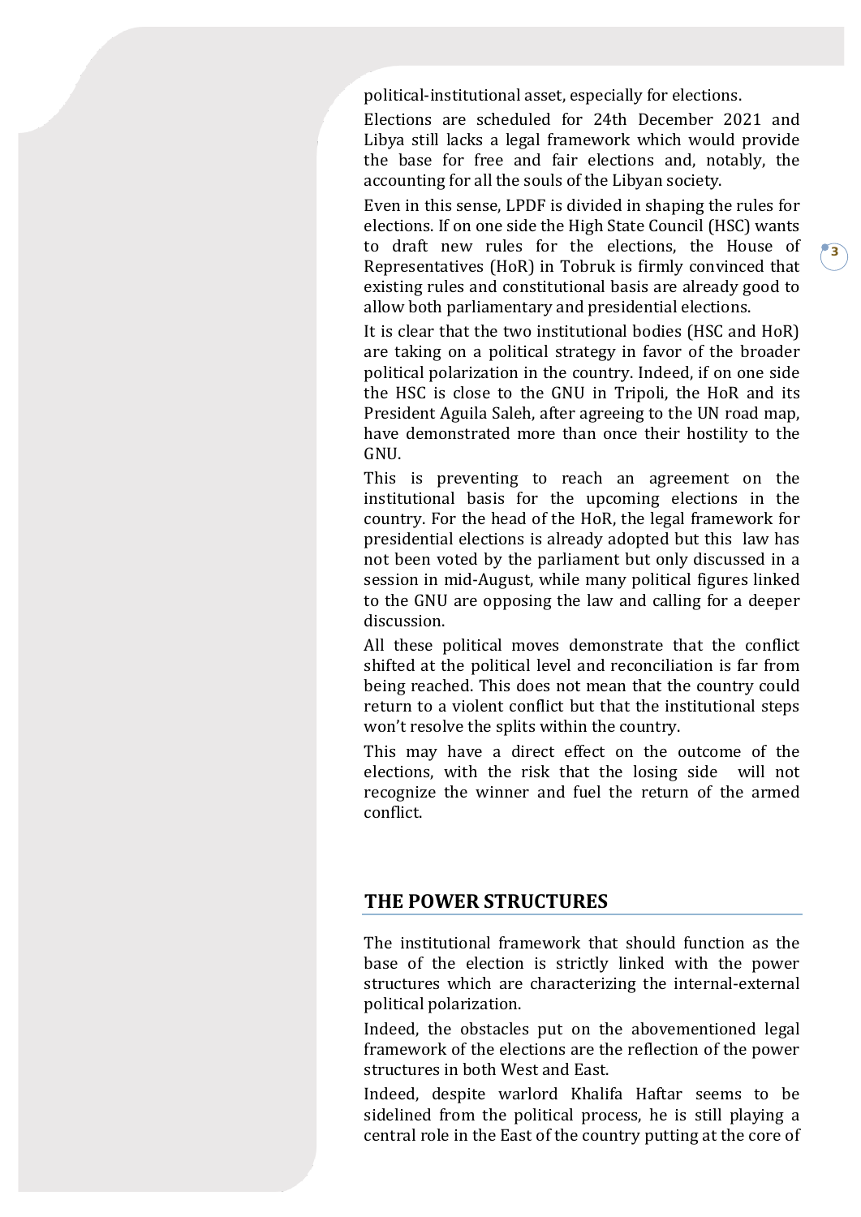political-institutional asset, especially for elections.

Elections are scheduled for 24th December 2021 and Libya still lacks a legal framework which would provide the base for free and fair elections and, notably, the accounting for all the souls of the Libyan society.

Even in this sense, LPDF is divided in shaping the rules for elections. If on one side the High State Council (HSC) wants to draft new rules for the elections, the House of Representatives (HoR) in Tobruk is firmly convinced that existing rules and constitutional basis are already good to allow both parliamentary and presidential elections.

It is clear that the two institutional bodies (HSC and HoR) are taking on a political strategy in favor of the broader political polarization in the country. Indeed, if on one side the HSC is close to the GNU in Tripoli, the HoR and its President Aguila Saleh, after agreeing to the UN road map, have demonstrated more than once their hostility to the GNU.

This is preventing to reach an agreement on the institutional basis for the upcoming elections in the country. For the head of the HoR, the legal framework for presidential elections is already adopted but this law has not been voted by the parliament but only discussed in a session in mid-August, while many political figures linked to the GNU are opposing the law and calling for a deeper discussion.

All these political moves demonstrate that the conflict shifted at the political level and reconciliation is far from being reached. This does not mean that the country could return to a violent conflict but that the institutional steps won't resolve the splits within the country.

This may have a direct effect on the outcome of the elections, with the risk that the losing side will not recognize the winner and fuel the return of the armed conflict.

## THE POWER STRUCTURES

The institutional framework that should function as the base of the election is strictly linked with the power structures which are characterizing the internal-external political polarization.

Indeed, the obstacles put on the abovementioned legal framework of the elections are the reflection of the power structures in both West and East.

Indeed, despite warlord Khalifa Haftar seems to be sidelined from the political process, he is still playing a central role in the East of the country putting at the core of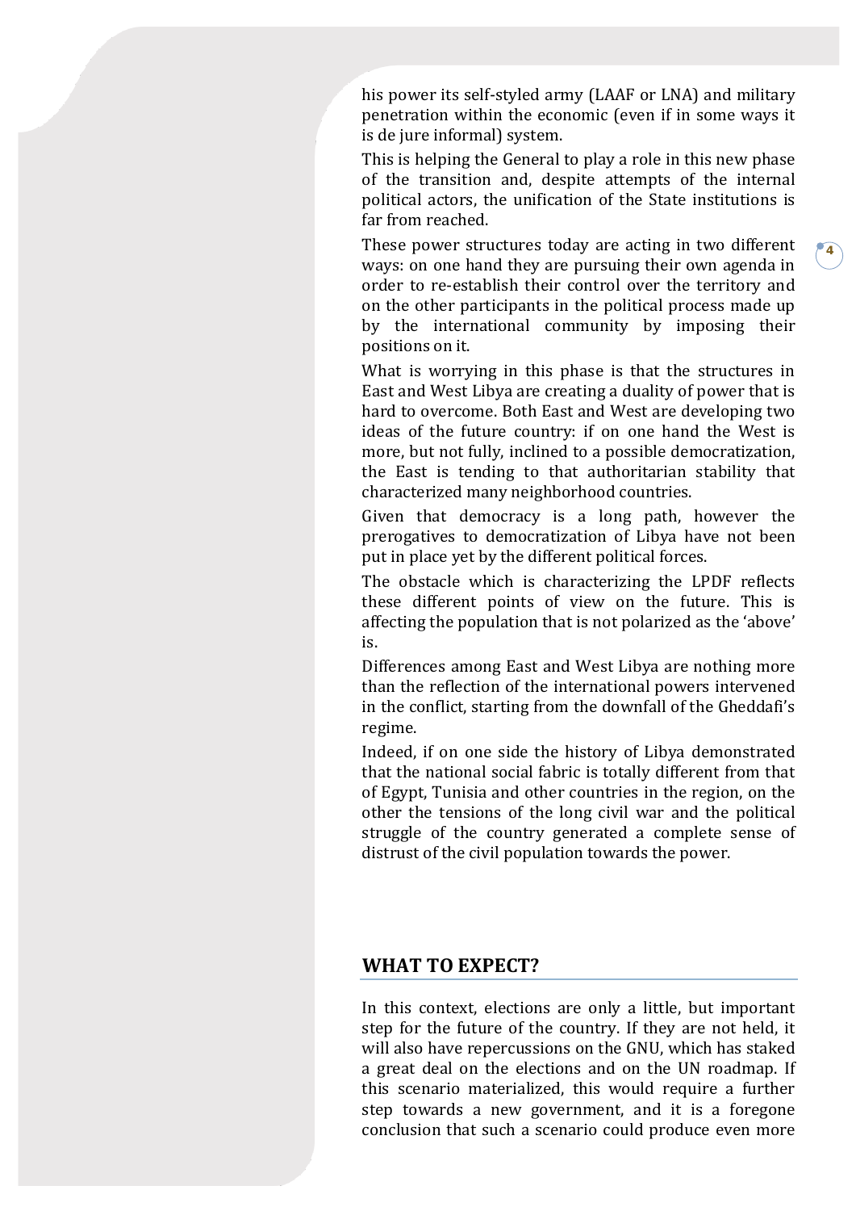his power its self-styled army (LAAF or LNA) and military penetration within the economic (even if in some ways it is de jure informal) system.

This is helping the General to play a role in this new phase of the transition and, despite attempts of the internal political actors, the unification of the State institutions is far from reached.

These power structures today are acting in two different ways: on one hand they are pursuing their own agenda in order to re-establish their control over the territory and on the other participants in the political process made up by the international community by imposing their positions on it.

What is worrying in this phase is that the structures in East and West Libya are creating a duality of power that is hard to overcome. Both East and West are developing two ideas of the future country: if on one hand the West is more, but not fully, inclined to a possible democratization, the East is tending to that authoritarian stability that characterized many neighborhood countries.

Given that democracy is a long path, however the prerogatives to democratization of Libya have not been put in place yet by the different political forces.

The obstacle which is characterizing the LPDF reflects these different points of view on the future. This is affecting the population that is not polarized as the 'above' is.

Differences among East and West Libya are nothing more than the reflection of the international powers intervened in the conflict, starting from the downfall of the Gheddafi's regime.

Indeed, if on one side the history of Libya demonstrated that the national social fabric is totally different from that of Egypt, Tunisia and other countries in the region, on the other the tensions of the long civil war and the political struggle of the country generated a complete sense of distrust of the civil population towards the power.

## WHAT TO EXPECT?

In this context, elections are only a little, but important step for the future of the country. If they are not held, it will also have repercussions on the GNU, which has staked a great deal on the elections and on the UN roadmap. If this scenario materialized, this would require a further step towards a new government, and it is a foregone conclusion that such a scenario could produce even more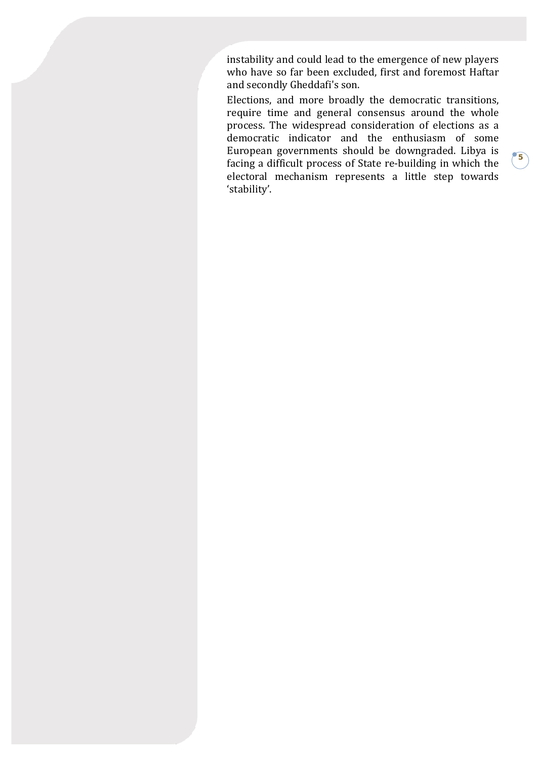instability and could lead to the emergence of new players who have so far been excluded, first and foremost Haftar and secondly Gheddafi's son.

Elections, and more broadly the democratic transitions, require time and general consensus around the whole process. The widespread consideration of elections as a democratic indicator and the enthusiasm of some European governments should be downgraded. Libya is facing a difficult process of State re-building in which the electoral mechanism represents a little step towards ‘stability’.